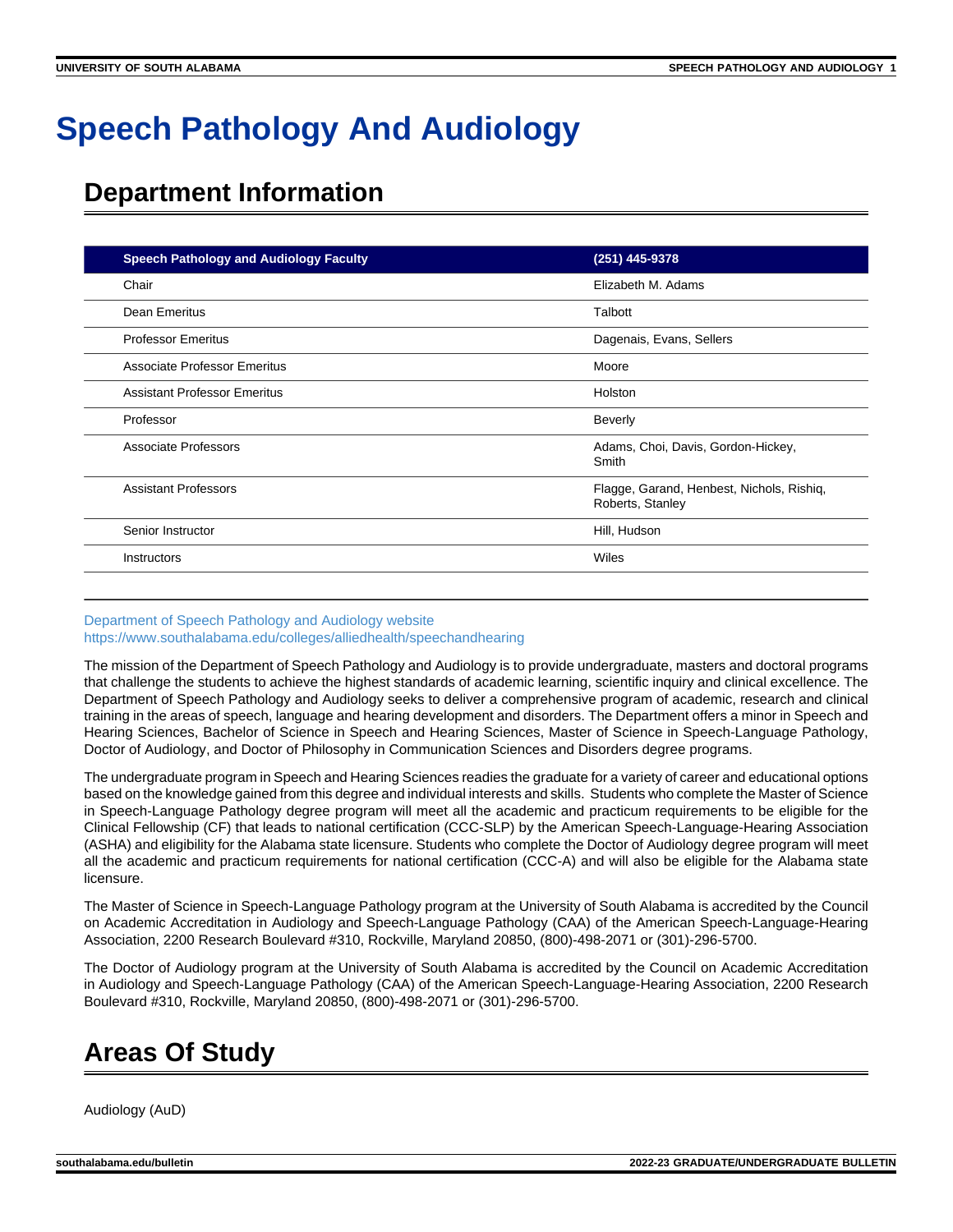# Speech Pathology And Audiology

## Department Information

| Speech Pathology and Audiology Faculty | (251) 445-9378 |
| --- | --- |
| Chair | Elizabeth M. Adams |
| Dean Emeritus | Talbott |
| Professor Emeritus | Dagenais, Evans, Sellers |
| Associate Professor Emeritus | Moore |
| Assistant Professor Emeritus | Holston |
| Professor | Beverly |
| Associate Professors | Adams, Choi, Davis, Gordon-Hickey, Smith |
| Assistant Professors | Flagge, Garand, Henbest, Nichols, Rishiq, Roberts, Stanley |
| Senior Instructor | Hill, Hudson |
| Instructors | Wiles |

Department of Speech Pathology and Audiology website
https://www.southalabama.edu/colleges/alliedhealth/speechandhearing

The mission of the Department of Speech Pathology and Audiology is to provide undergraduate, masters and doctoral programs that challenge the students to achieve the highest standards of academic learning, scientific inquiry and clinical excellence. The Department of Speech Pathology and Audiology seeks to deliver a comprehensive program of academic, research and clinical training in the areas of speech, language and hearing development and disorders. The Department offers a minor in Speech and Hearing Sciences, Bachelor of Science in Speech and Hearing Sciences, Master of Science in Speech-Language Pathology, Doctor of Audiology, and Doctor of Philosophy in Communication Sciences and Disorders degree programs.

The undergraduate program in Speech and Hearing Sciences readies the graduate for a variety of career and educational options based on the knowledge gained from this degree and individual interests and skills. Students who complete the Master of Science in Speech-Language Pathology degree program will meet all the academic and practicum requirements to be eligible for the Clinical Fellowship (CF) that leads to national certification (CCC-SLP) by the American Speech-Language-Hearing Association (ASHA) and eligibility for the Alabama state licensure. Students who complete the Doctor of Audiology degree program will meet all the academic and practicum requirements for national certification (CCC-A) and will also be eligible for the Alabama state licensure.

The Master of Science in Speech-Language Pathology program at the University of South Alabama is accredited by the Council on Academic Accreditation in Audiology and Speech-Language Pathology (CAA) of the American Speech-Language-Hearing Association, 2200 Research Boulevard #310, Rockville, Maryland 20850, (800)-498-2071 or (301)-296-5700.

The Doctor of Audiology program at the University of South Alabama is accredited by the Council on Academic Accreditation in Audiology and Speech-Language Pathology (CAA) of the American Speech-Language-Hearing Association, 2200 Research Boulevard #310, Rockville, Maryland 20850, (800)-498-2071 or (301)-296-5700.

## Areas Of Study

Audiology (AuD)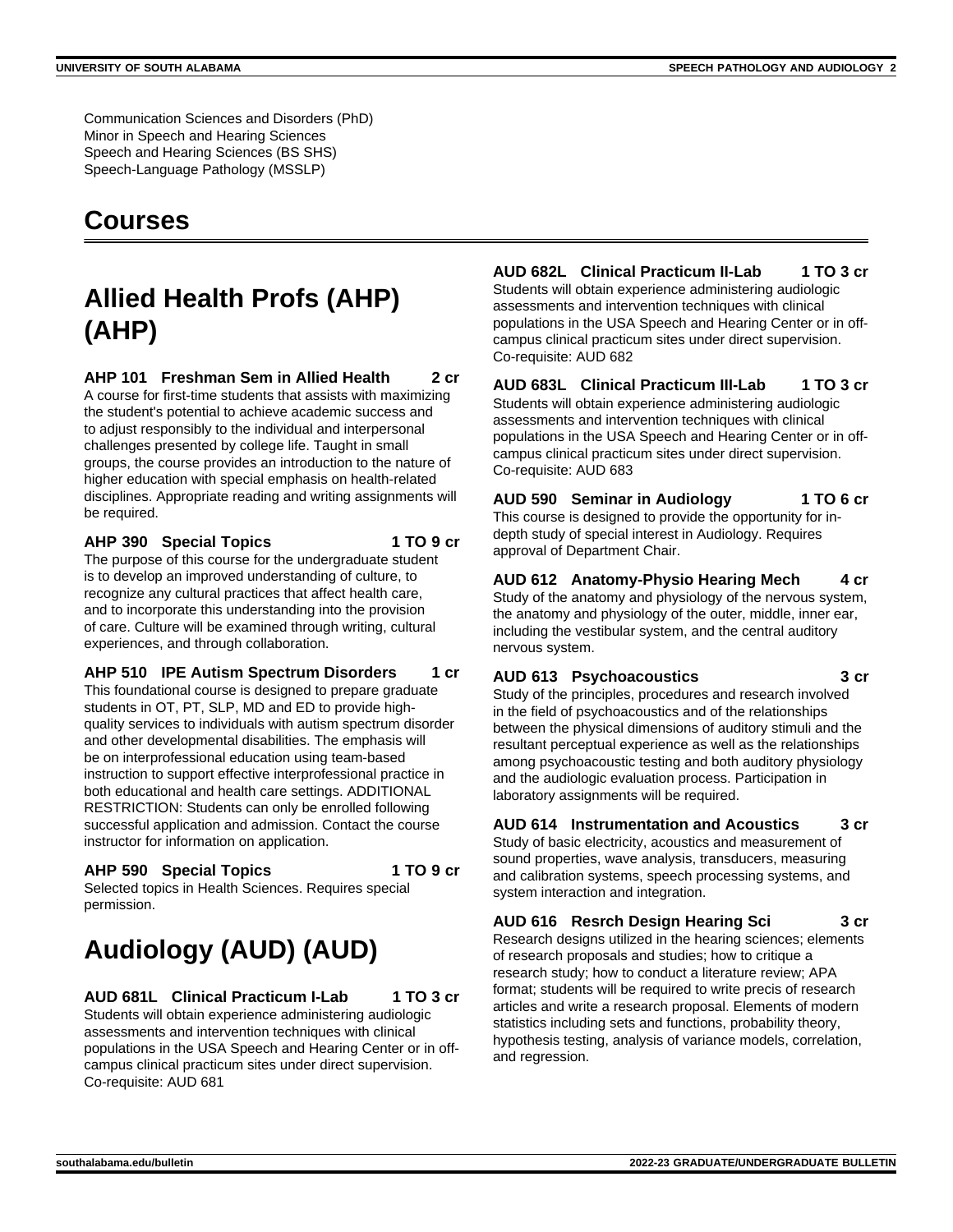Communication Sciences and Disorders (PhD)
Minor in Speech and Hearing Sciences
Speech and Hearing Sciences (BS SHS)
Speech-Language Pathology (MSSLP)

# Courses

## Allied Health Profs (AHP) (AHP)

**AHP 101 Freshman Sem in Allied Health 2 cr**
A course for first-time students that assists with maximizing the student's potential to achieve academic success and to adjust responsibly to the individual and interpersonal challenges presented by college life. Taught in small groups, the course provides an introduction to the nature of higher education with special emphasis on health-related disciplines. Appropriate reading and writing assignments will be required.

**AHP 390 Special Topics 1 TO 9 cr**
The purpose of this course for the undergraduate student is to develop an improved understanding of culture, to recognize any cultural practices that affect health care, and to incorporate this understanding into the provision of care. Culture will be examined through writing, cultural experiences, and through collaboration.

**AHP 510 IPE Autism Spectrum Disorders 1 cr**
This foundational course is designed to prepare graduate students in OT, PT, SLP, MD and ED to provide high-quality services to individuals with autism spectrum disorder and other developmental disabilities. The emphasis will be on interprofessional education using team-based instruction to support effective interprofessional practice in both educational and health care settings. ADDITIONAL RESTRICTION: Students can only be enrolled following successful application and admission. Contact the course instructor for information on application.

**AHP 590 Special Topics 1 TO 9 cr**
Selected topics in Health Sciences. Requires special permission.

## Audiology (AUD) (AUD)

**AUD 681L Clinical Practicum I-Lab 1 TO 3 cr**
Students will obtain experience administering audiologic assessments and intervention techniques with clinical populations in the USA Speech and Hearing Center or in off-campus clinical practicum sites under direct supervision.
Co-requisite: AUD 681

**AUD 682L Clinical Practicum II-Lab 1 TO 3 cr**
Students will obtain experience administering audiologic assessments and intervention techniques with clinical populations in the USA Speech and Hearing Center or in off-campus clinical practicum sites under direct supervision.
Co-requisite: AUD 682

**AUD 683L Clinical Practicum III-Lab 1 TO 3 cr**
Students will obtain experience administering audiologic assessments and intervention techniques with clinical populations in the USA Speech and Hearing Center or in off-campus clinical practicum sites under direct supervision.
Co-requisite: AUD 683

**AUD 590 Seminar in Audiology 1 TO 6 cr**
This course is designed to provide the opportunity for in-depth study of special interest in Audiology. Requires approval of Department Chair.

**AUD 612 Anatomy-Physio Hearing Mech 4 cr**
Study of the anatomy and physiology of the nervous system, the anatomy and physiology of the outer, middle, inner ear, including the vestibular system, and the central auditory nervous system.

**AUD 613 Psychoacoustics 3 cr**
Study of the principles, procedures and research involved in the field of psychoacoustics and of the relationships between the physical dimensions of auditory stimuli and the resultant perceptual experience as well as the relationships among psychoacoustic testing and both auditory physiology and the audiologic evaluation process. Participation in laboratory assignments will be required.

**AUD 614 Instrumentation and Acoustics 3 cr**
Study of basic electricity, acoustics and measurement of sound properties, wave analysis, transducers, measuring and calibration systems, speech processing systems, and system interaction and integration.

**AUD 616 Resrch Design Hearing Sci 3 cr**
Research designs utilized in the hearing sciences; elements of research proposals and studies; how to critique a research study; how to conduct a literature review; APA format; students will be required to write precis of research articles and write a research proposal. Elements of modern statistics including sets and functions, probability theory, hypothesis testing, analysis of variance models, correlation, and regression.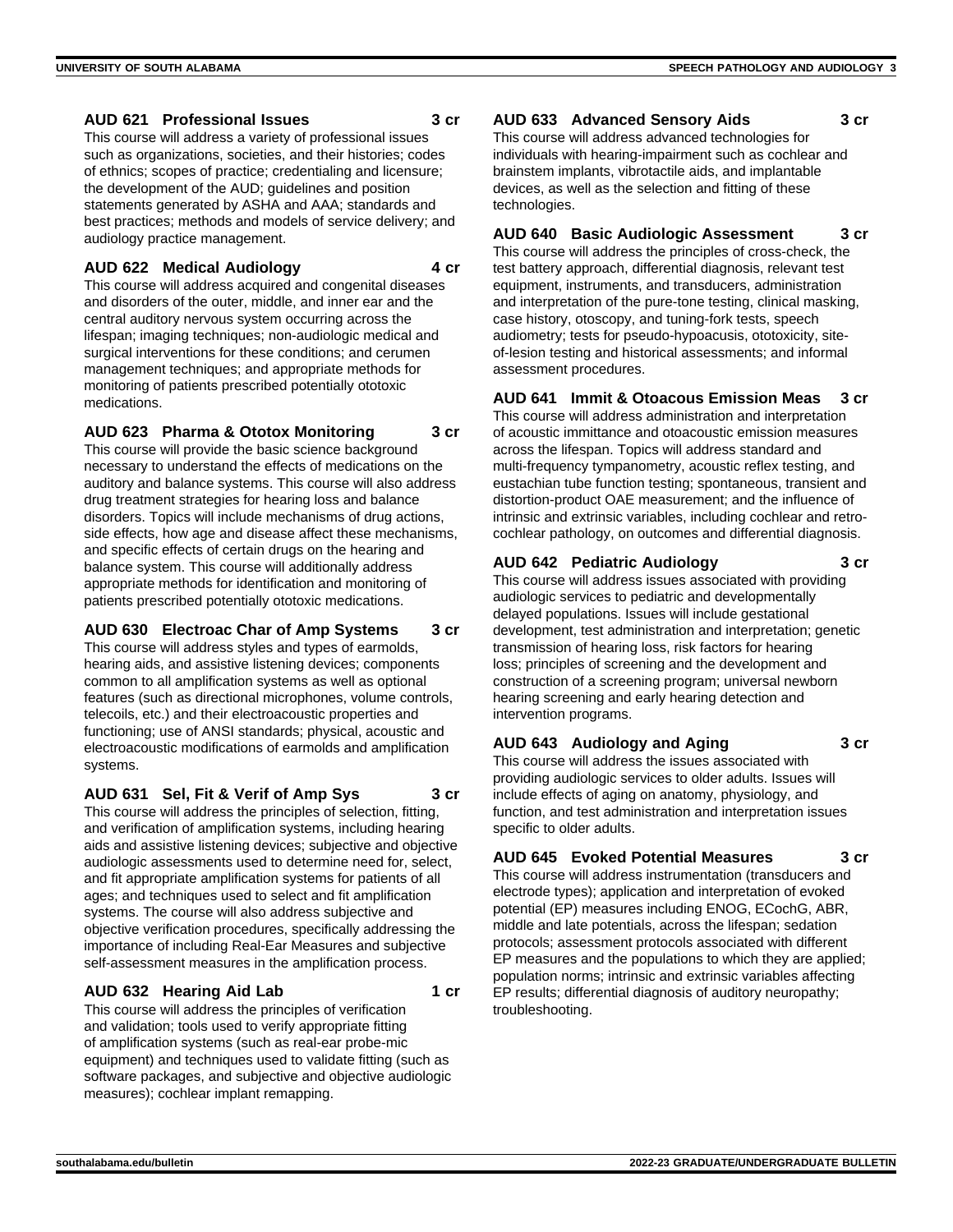### AUD 621 Professional Issues 3 cr

This course will address a variety of professional issues such as organizations, societies, and their histories; codes of ethnics; scopes of practice; credentialing and licensure; the development of the AUD; guidelines and position statements generated by ASHA and AAA; standards and best practices; methods and models of service delivery; and audiology practice management.

### AUD 622 Medical Audiology 4 cr

This course will address acquired and congenital diseases and disorders of the outer, middle, and inner ear and the central auditory nervous system occurring across the lifespan; imaging techniques; non-audiologic medical and surgical interventions for these conditions; and cerumen management techniques; and appropriate methods for monitoring of patients prescribed potentially ototoxic medications.

### AUD 623 Pharma & Ototox Monitoring 3 cr

This course will provide the basic science background necessary to understand the effects of medications on the auditory and balance systems. This course will also address drug treatment strategies for hearing loss and balance disorders. Topics will include mechanisms of drug actions, side effects, how age and disease affect these mechanisms, and specific effects of certain drugs on the hearing and balance system. This course will additionally address appropriate methods for identification and monitoring of patients prescribed potentially ototoxic medications.

### AUD 630 Electroac Char of Amp Systems 3 cr

This course will address styles and types of earmolds, hearing aids, and assistive listening devices; components common to all amplification systems as well as optional features (such as directional microphones, volume controls, telecoils, etc.) and their electroacoustic properties and functioning; use of ANSI standards; physical, acoustic and electroacoustic modifications of earmolds and amplification systems.

### AUD 631 Sel, Fit & Verif of Amp Sys 3 cr

This course will address the principles of selection, fitting, and verification of amplification systems, including hearing aids and assistive listening devices; subjective and objective audiologic assessments used to determine need for, select, and fit appropriate amplification systems for patients of all ages; and techniques used to select and fit amplification systems. The course will also address subjective and objective verification procedures, specifically addressing the importance of including Real-Ear Measures and subjective self-assessment measures in the amplification process.

### AUD 632 Hearing Aid Lab 1 cr

This course will address the principles of verification and validation; tools used to verify appropriate fitting of amplification systems (such as real-ear probe-mic equipment) and techniques used to validate fitting (such as software packages, and subjective and objective audiologic measures); cochlear implant remapping.

### AUD 633 Advanced Sensory Aids 3 cr

This course will address advanced technologies for individuals with hearing-impairment such as cochlear and brainstem implants, vibrotactile aids, and implantable devices, as well as the selection and fitting of these technologies.

### AUD 640 Basic Audiologic Assessment 3 cr

This course will address the principles of cross-check, the test battery approach, differential diagnosis, relevant test equipment, instruments, and transducers, administration and interpretation of the pure-tone testing, clinical masking, case history, otoscopy, and tuning-fork tests, speech audiometry; tests for pseudo-hypoacusis, ototoxicity, site-of-lesion testing and historical assessments; and informal assessment procedures.

### AUD 641 Immit & Otoacous Emission Meas 3 cr

This course will address administration and interpretation of acoustic immittance and otoacoustic emission measures across the lifespan. Topics will address standard and multi-frequency tympanometry, acoustic reflex testing, and eustachian tube function testing; spontaneous, transient and distortion-product OAE measurement; and the influence of intrinsic and extrinsic variables, including cochlear and retro-cochlear pathology, on outcomes and differential diagnosis.

### AUD 642 Pediatric Audiology 3 cr

This course will address issues associated with providing audiologic services to pediatric and developmentally delayed populations. Issues will include gestational development, test administration and interpretation; genetic transmission of hearing loss, risk factors for hearing loss; principles of screening and the development and construction of a screening program; universal newborn hearing screening and early hearing detection and intervention programs.

### AUD 643 Audiology and Aging 3 cr

This course will address the issues associated with providing audiologic services to older adults. Issues will include effects of aging on anatomy, physiology, and function, and test administration and interpretation issues specific to older adults.

### AUD 645 Evoked Potential Measures 3 cr

This course will address instrumentation (transducers and electrode types); application and interpretation of evoked potential (EP) measures including ENOG, ECochG, ABR, middle and late potentials, across the lifespan; sedation protocols; assessment protocols associated with different EP measures and the populations to which they are applied; population norms; intrinsic and extrinsic variables affecting EP results; differential diagnosis of auditory neuropathy; troubleshooting.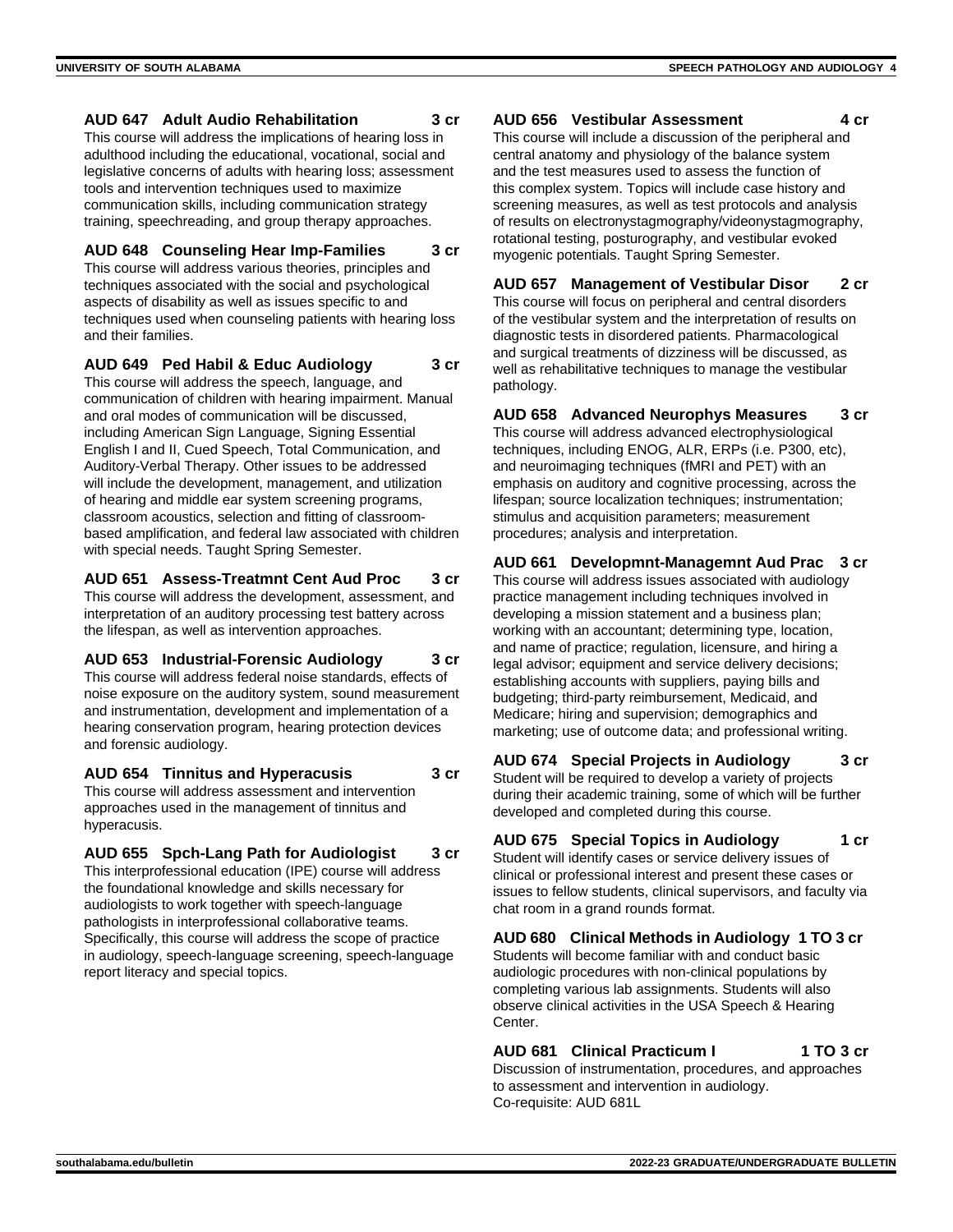**AUD 647 Adult Audio Rehabilitation 3 cr**

This course will address the implications of hearing loss in adulthood including the educational, vocational, social and legislative concerns of adults with hearing loss; assessment tools and intervention techniques used to maximize communication skills, including communication strategy training, speechreading, and group therapy approaches.

**AUD 648 Counseling Hear Imp-Families 3 cr**

This course will address various theories, principles and techniques associated with the social and psychological aspects of disability as well as issues specific to and techniques used when counseling patients with hearing loss and their families.

**AUD 649 Ped Habil & Educ Audiology 3 cr**

This course will address the speech, language, and communication of children with hearing impairment. Manual and oral modes of communication will be discussed, including American Sign Language, Signing Essential English I and II, Cued Speech, Total Communication, and Auditory-Verbal Therapy. Other issues to be addressed will include the development, management, and utilization of hearing and middle ear system screening programs, classroom acoustics, selection and fitting of classroom-based amplification, and federal law associated with children with special needs. Taught Spring Semester.

**AUD 651 Assess-Treatmnt Cent Aud Proc 3 cr**

This course will address the development, assessment, and interpretation of an auditory processing test battery across the lifespan, as well as intervention approaches.

**AUD 653 Industrial-Forensic Audiology 3 cr**

This course will address federal noise standards, effects of noise exposure on the auditory system, sound measurement and instrumentation, development and implementation of a hearing conservation program, hearing protection devices and forensic audiology.

**AUD 654 Tinnitus and Hyperacusis 3 cr**

This course will address assessment and intervention approaches used in the management of tinnitus and hyperacusis.

**AUD 655 Spch-Lang Path for Audiologist 3 cr**

This interprofessional education (IPE) course will address the foundational knowledge and skills necessary for audiologists to work together with speech-language pathologists in interprofessional collaborative teams. Specifically, this course will address the scope of practice in audiology, speech-language screening, speech-language report literacy and special topics.

**AUD 656 Vestibular Assessment 4 cr**

This course will include a discussion of the peripheral and central anatomy and physiology of the balance system and the test measures used to assess the function of this complex system. Topics will include case history and screening measures, as well as test protocols and analysis of results on electronystagmography/videonystagmography, rotational testing, posturography, and vestibular evoked myogenic potentials. Taught Spring Semester.

**AUD 657 Management of Vestibular Disor 2 cr**

This course will focus on peripheral and central disorders of the vestibular system and the interpretation of results on diagnostic tests in disordered patients. Pharmacological and surgical treatments of dizziness will be discussed, as well as rehabilitative techniques to manage the vestibular pathology.

**AUD 658 Advanced Neurophys Measures 3 cr**

This course will address advanced electrophysiological techniques, including ENOG, ALR, ERPs (i.e. P300, etc), and neuroimaging techniques (fMRI and PET) with an emphasis on auditory and cognitive processing, across the lifespan; source localization techniques; instrumentation; stimulus and acquisition parameters; measurement procedures; analysis and interpretation.

**AUD 661 Developmnt-Managemnt Aud Prac 3 cr**

This course will address issues associated with audiology practice management including techniques involved in developing a mission statement and a business plan; working with an accountant; determining type, location, and name of practice; regulation, licensure, and hiring a legal advisor; equipment and service delivery decisions; establishing accounts with suppliers, paying bills and budgeting; third-party reimbursement, Medicaid, and Medicare; hiring and supervision; demographics and marketing; use of outcome data; and professional writing.

**AUD 674 Special Projects in Audiology 3 cr**

Student will be required to develop a variety of projects during their academic training, some of which will be further developed and completed during this course.

**AUD 675 Special Topics in Audiology 1 cr**

Student will identify cases or service delivery issues of clinical or professional interest and present these cases or issues to fellow students, clinical supervisors, and faculty via chat room in a grand rounds format.

**AUD 680 Clinical Methods in Audiology 1 TO 3 cr**

Students will become familiar with and conduct basic audiologic procedures with non-clinical populations by completing various lab assignments. Students will also observe clinical activities in the USA Speech & Hearing Center.

**AUD 681 Clinical Practicum I 1 TO 3 cr**

Discussion of instrumentation, procedures, and approaches to assessment and intervention in audiology.
Co-requisite: AUD 681L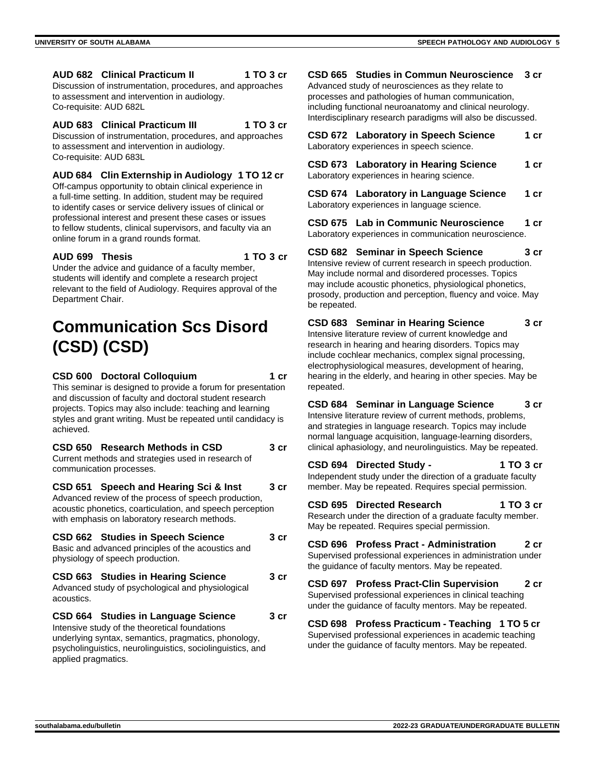**AUD 682 Clinical Practicum II 1 TO 3 cr**
Discussion of instrumentation, procedures, and approaches to assessment and intervention in audiology.
Co-requisite: AUD 682L

**AUD 683 Clinical Practicum III 1 TO 3 cr**
Discussion of instrumentation, procedures, and approaches to assessment and intervention in audiology.
Co-requisite: AUD 683L

**AUD 684 Clin Externship in Audiology 1 TO 12 cr**
Off-campus opportunity to obtain clinical experience in a full-time setting. In addition, student may be required to identify cases or service delivery issues of clinical or professional interest and present these cases or issues to fellow students, clinical supervisors, and faculty via an online forum in a grand rounds format.

**AUD 699 Thesis 1 TO 3 cr**
Under the advice and guidance of a faculty member, students will identify and complete a research project relevant to the field of Audiology. Requires approval of the Department Chair.

# Communication Scs Disord (CSD) (CSD)

**CSD 600 Doctoral Colloquium 1 cr**
This seminar is designed to provide a forum for presentation and discussion of faculty and doctoral student research projects. Topics may also include: teaching and learning styles and grant writing. Must be repeated until candidacy is achieved.

**CSD 650 Research Methods in CSD 3 cr**
Current methods and strategies used in research of communication processes.

**CSD 651 Speech and Hearing Sci & Inst 3 cr**
Advanced review of the process of speech production, acoustic phonetics, coarticulation, and speech perception with emphasis on laboratory research methods.

**CSD 662 Studies in Speech Science 3 cr**
Basic and advanced principles of the acoustics and physiology of speech production.

**CSD 663 Studies in Hearing Science 3 cr**
Advanced study of psychological and physiological acoustics.

**CSD 664 Studies in Language Science 3 cr**
Intensive study of the theoretical foundations underlying syntax, semantics, pragmatics, phonology, psycholinguistics, neurolinguistics, sociolinguistics, and applied pragmatics.

**CSD 665 Studies in Commun Neuroscience 3 cr**
Advanced study of neurosciences as they relate to processes and pathologies of human communication, including functional neuroanatomy and clinical neurology. Interdisciplinary research paradigms will also be discussed.

**CSD 672 Laboratory in Speech Science 1 cr**
Laboratory experiences in speech science.

**CSD 673 Laboratory in Hearing Science 1 cr**
Laboratory experiences in hearing science.

**CSD 674 Laboratory in Language Science 1 cr**
Laboratory experiences in language science.

**CSD 675 Lab in Communic Neuroscience 1 cr**
Laboratory experiences in communication neuroscience.

**CSD 682 Seminar in Speech Science 3 cr**
Intensive review of current research in speech production. May include normal and disordered processes. Topics may include acoustic phonetics, physiological phonetics, prosody, production and perception, fluency and voice. May be repeated.

**CSD 683 Seminar in Hearing Science 3 cr**
Intensive literature review of current knowledge and research in hearing and hearing disorders. Topics may include cochlear mechanics, complex signal processing, electrophysiological measures, development of hearing, hearing in the elderly, and hearing in other species. May be repeated.

**CSD 684 Seminar in Language Science 3 cr**
Intensive literature review of current methods, problems, and strategies in language research. Topics may include normal language acquisition, language-learning disorders, clinical aphasiology, and neurolinguistics. May be repeated.

**CSD 694 Directed Study - 1 TO 3 cr**
Independent study under the direction of a graduate faculty member. May be repeated. Requires special permission.

**CSD 695 Directed Research 1 TO 3 cr**
Research under the direction of a graduate faculty member. May be repeated. Requires special permission.

**CSD 696 Profess Pract - Administration 2 cr**
Supervised professional experiences in administration under the guidance of faculty mentors. May be repeated.

**CSD 697 Profess Pract-Clin Supervision 2 cr**
Supervised professional experiences in clinical teaching under the guidance of faculty mentors. May be repeated.

**CSD 698 Profess Practicum - Teaching 1 TO 5 cr**
Supervised professional experiences in academic teaching under the guidance of faculty mentors. May be repeated.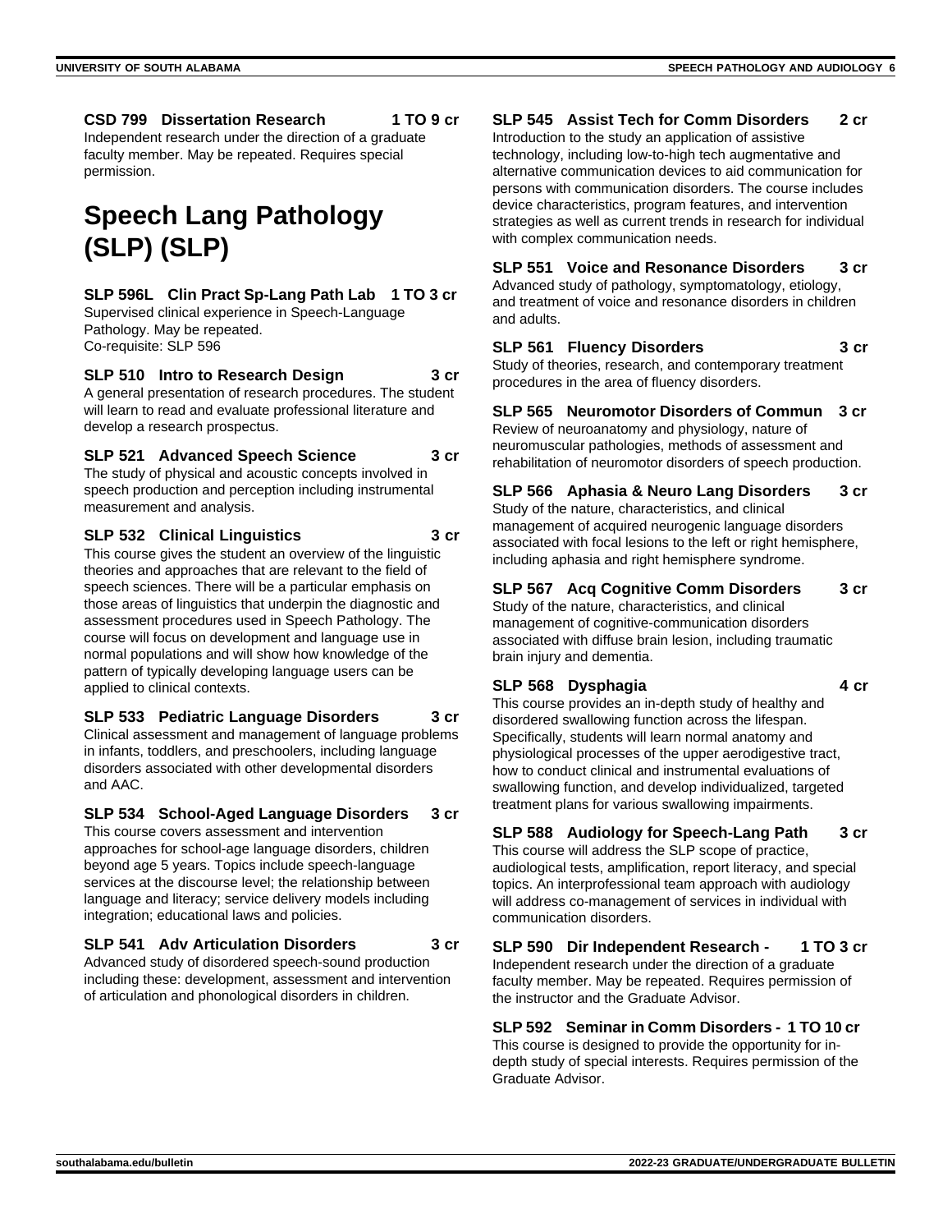**CSD 799 Dissertation Research 1 TO 9 cr**
Independent research under the direction of a graduate faculty member. May be repeated. Requires special permission.

# Speech Lang Pathology (SLP) (SLP)

**SLP 596L Clin Pract Sp-Lang Path Lab 1 TO 3 cr**
Supervised clinical experience in Speech-Language Pathology. May be repeated.
Co-requisite: SLP 596

**SLP 510 Intro to Research Design 3 cr**
A general presentation of research procedures. The student will learn to read and evaluate professional literature and develop a research prospectus.

**SLP 521 Advanced Speech Science 3 cr**
The study of physical and acoustic concepts involved in speech production and perception including instrumental measurement and analysis.

**SLP 532 Clinical Linguistics 3 cr**
This course gives the student an overview of the linguistic theories and approaches that are relevant to the field of speech sciences. There will be a particular emphasis on those areas of linguistics that underpin the diagnostic and assessment procedures used in Speech Pathology. The course will focus on development and language use in normal populations and will show how knowledge of the pattern of typically developing language users can be applied to clinical contexts.

**SLP 533 Pediatric Language Disorders 3 cr**
Clinical assessment and management of language problems in infants, toddlers, and preschoolers, including language disorders associated with other developmental disorders and AAC.

**SLP 534 School-Aged Language Disorders 3 cr**
This course covers assessment and intervention approaches for school-age language disorders, children beyond age 5 years. Topics include speech-language services at the discourse level; the relationship between language and literacy; service delivery models including integration; educational laws and policies.

**SLP 541 Adv Articulation Disorders 3 cr**
Advanced study of disordered speech-sound production including these: development, assessment and intervention of articulation and phonological disorders in children.

**SLP 545 Assist Tech for Comm Disorders 2 cr**
Introduction to the study an application of assistive technology, including low-to-high tech augmentative and alternative communication devices to aid communication for persons with communication disorders. The course includes device characteristics, program features, and intervention strategies as well as current trends in research for individual with complex communication needs.

**SLP 551 Voice and Resonance Disorders 3 cr**
Advanced study of pathology, symptomatology, etiology, and treatment of voice and resonance disorders in children and adults.

**SLP 561 Fluency Disorders 3 cr**
Study of theories, research, and contemporary treatment procedures in the area of fluency disorders.

**SLP 565 Neuromotor Disorders of Commun 3 cr**
Review of neuroanatomy and physiology, nature of neuromuscular pathologies, methods of assessment and rehabilitation of neuromotor disorders of speech production.

**SLP 566 Aphasia & Neuro Lang Disorders 3 cr**
Study of the nature, characteristics, and clinical management of acquired neurogenic language disorders associated with focal lesions to the left or right hemisphere, including aphasia and right hemisphere syndrome.

**SLP 567 Acq Cognitive Comm Disorders 3 cr**
Study of the nature, characteristics, and clinical management of cognitive-communication disorders associated with diffuse brain lesion, including traumatic brain injury and dementia.

**SLP 568 Dysphagia 4 cr**
This course provides an in-depth study of healthy and disordered swallowing function across the lifespan. Specifically, students will learn normal anatomy and physiological processes of the upper aerodigestive tract, how to conduct clinical and instrumental evaluations of swallowing function, and develop individualized, targeted treatment plans for various swallowing impairments.

**SLP 588 Audiology for Speech-Lang Path 3 cr**
This course will address the SLP scope of practice, audiological tests, amplification, report literacy, and special topics. An interprofessional team approach with audiology will address co-management of services in individual with communication disorders.

**SLP 590 Dir Independent Research - 1 TO 3 cr**
Independent research under the direction of a graduate faculty member. May be repeated. Requires permission of the instructor and the Graduate Advisor.

**SLP 592 Seminar in Comm Disorders - 1 TO 10 cr**
This course is designed to provide the opportunity for in-depth study of special interests. Requires permission of the Graduate Advisor.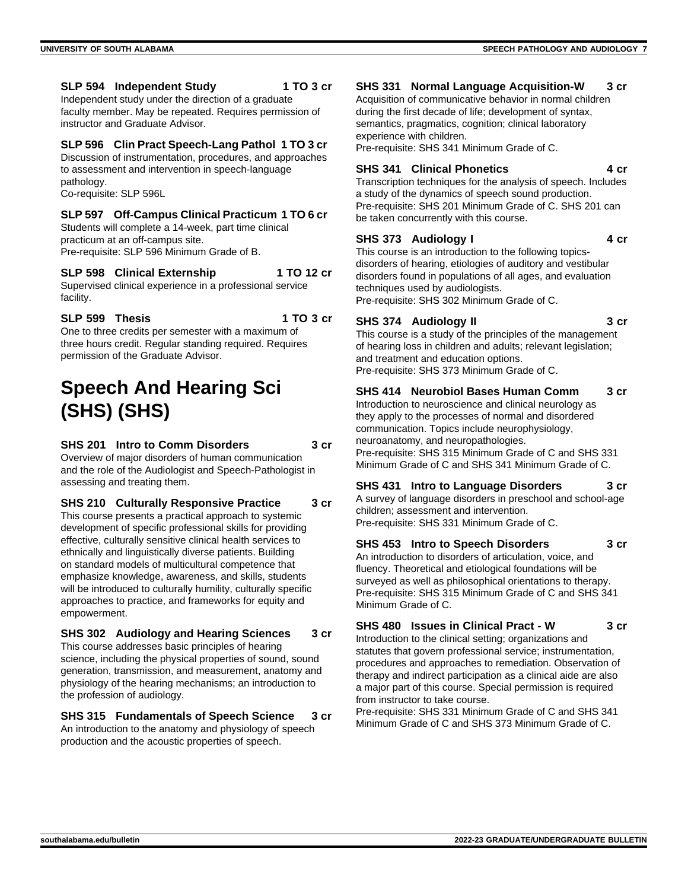### SLP 594 Independent Study 1 TO 3 cr

Independent study under the direction of a graduate faculty member. May be repeated. Requires permission of instructor and Graduate Advisor.

### SLP 596 Clin Pract Speech-Lang Pathol 1 TO 3 cr

Discussion of instrumentation, procedures, and approaches to assessment and intervention in speech-language pathology.
Co-requisite: SLP 596L

### SLP 597 Off-Campus Clinical Practicum 1 TO 6 cr

Students will complete a 14-week, part time clinical practicum at an off-campus site.
Pre-requisite: SLP 596 Minimum Grade of B.

### SLP 598 Clinical Externship 1 TO 12 cr

Supervised clinical experience in a professional service facility.

### SLP 599 Thesis 1 TO 3 cr

One to three credits per semester with a maximum of three hours credit. Regular standing required. Requires permission of the Graduate Advisor.

# Speech And Hearing Sci (SHS) (SHS)

### SHS 201 Intro to Comm Disorders 3 cr

Overview of major disorders of human communication and the role of the Audiologist and Speech-Pathologist in assessing and treating them.

### SHS 210 Culturally Responsive Practice 3 cr

This course presents a practical approach to systemic development of specific professional skills for providing effective, culturally sensitive clinical health services to ethnically and linguistically diverse patients. Building on standard models of multicultural competence that emphasize knowledge, awareness, and skills, students will be introduced to culturally humility, culturally specific approaches to practice, and frameworks for equity and empowerment.

### SHS 302 Audiology and Hearing Sciences 3 cr

This course addresses basic principles of hearing science, including the physical properties of sound, sound generation, transmission, and measurement, anatomy and physiology of the hearing mechanisms; an introduction to the profession of audiology.

### SHS 315 Fundamentals of Speech Science 3 cr

An introduction to the anatomy and physiology of speech production and the acoustic properties of speech.

### SHS 331 Normal Language Acquisition-W 3 cr

Acquisition of communicative behavior in normal children during the first decade of life; development of syntax, semantics, pragmatics, cognition; clinical laboratory experience with children.
Pre-requisite: SHS 341 Minimum Grade of C.

### SHS 341 Clinical Phonetics 4 cr

Transcription techniques for the analysis of speech. Includes a study of the dynamics of speech sound production.
Pre-requisite: SHS 201 Minimum Grade of C. SHS 201 can be taken concurrently with this course.

### SHS 373 Audiology I 4 cr

This course is an introduction to the following topics-disorders of hearing, etiologies of auditory and vestibular disorders found in populations of all ages, and evaluation techniques used by audiologists.
Pre-requisite: SHS 302 Minimum Grade of C.

### SHS 374 Audiology II 3 cr

This course is a study of the principles of the management of hearing loss in children and adults; relevant legislation; and treatment and education options.
Pre-requisite: SHS 373 Minimum Grade of C.

### SHS 414 Neurobiol Bases Human Comm 3 cr

Introduction to neuroscience and clinical neurology as they apply to the processes of normal and disordered communication. Topics include neurophysiology, neuroanatomy, and neuropathologies.
Pre-requisite: SHS 315 Minimum Grade of C and SHS 331 Minimum Grade of C and SHS 341 Minimum Grade of C.

### SHS 431 Intro to Language Disorders 3 cr

A survey of language disorders in preschool and school-age children; assessment and intervention.
Pre-requisite: SHS 331 Minimum Grade of C.

### SHS 453 Intro to Speech Disorders 3 cr

An introduction to disorders of articulation, voice, and fluency. Theoretical and etiological foundations will be surveyed as well as philosophical orientations to therapy.
Pre-requisite: SHS 315 Minimum Grade of C and SHS 341 Minimum Grade of C.

### SHS 480 Issues in Clinical Pract - W 3 cr

Introduction to the clinical setting; organizations and statutes that govern professional service; instrumentation, procedures and approaches to remediation. Observation of therapy and indirect participation as a clinical aide are also a major part of this course. Special permission is required from instructor to take course.
Pre-requisite: SHS 331 Minimum Grade of C and SHS 341 Minimum Grade of C and SHS 373 Minimum Grade of C.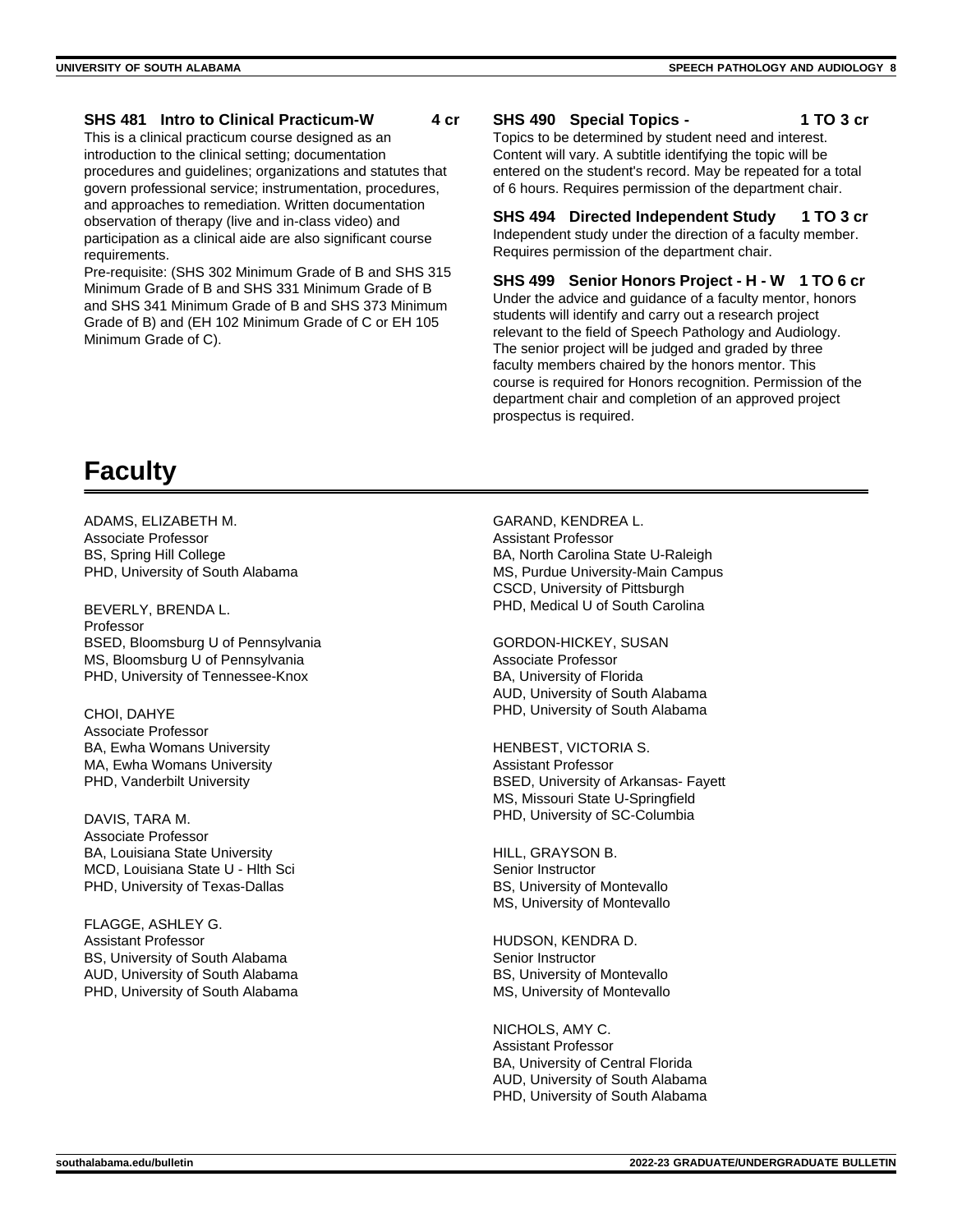**SHS 481 Intro to Clinical Practicum-W 4 cr**

This is a clinical practicum course designed as an introduction to the clinical setting; documentation procedures and guidelines; organizations and statutes that govern professional service; instrumentation, procedures, and approaches to remediation. Written documentation observation of therapy (live and in-class video) and participation as a clinical aide are also significant course requirements.

Pre-requisite: (SHS 302 Minimum Grade of B and SHS 315 Minimum Grade of B and SHS 331 Minimum Grade of B and SHS 341 Minimum Grade of B and SHS 373 Minimum Grade of B) and (EH 102 Minimum Grade of C or EH 105 Minimum Grade of C).

**SHS 490 Special Topics - 1 TO 3 cr**

Topics to be determined by student need and interest. Content will vary. A subtitle identifying the topic will be entered on the student's record. May be repeated for a total of 6 hours. Requires permission of the department chair.

**SHS 494 Directed Independent Study 1 TO 3 cr**

Independent study under the direction of a faculty member. Requires permission of the department chair.

**SHS 499 Senior Honors Project - H - W 1 TO 6 cr**

Under the advice and guidance of a faculty mentor, honors students will identify and carry out a research project relevant to the field of Speech Pathology and Audiology. The senior project will be judged and graded by three faculty members chaired by the honors mentor. This course is required for Honors recognition. Permission of the department chair and completion of an approved project prospectus is required.

# Faculty

ADAMS, ELIZABETH M.
Associate Professor
BS, Spring Hill College
PHD, University of South Alabama

BEVERLY, BRENDA L.
Professor
BSED, Bloomsburg U of Pennsylvania
MS, Bloomsburg U of Pennsylvania
PHD, University of Tennessee-Knox

CHOI, DAHYE
Associate Professor
BA, Ewha Womans University
MA, Ewha Womans University
PHD, Vanderbilt University

DAVIS, TARA M.
Associate Professor
BA, Louisiana State University
MCD, Louisiana State U - Hlth Sci
PHD, University of Texas-Dallas

FLAGGE, ASHLEY G.
Assistant Professor
BS, University of South Alabama
AUD, University of South Alabama
PHD, University of South Alabama

GARAND, KENDREA L.
Assistant Professor
BA, North Carolina State U-Raleigh
MS, Purdue University-Main Campus
CSCD, University of Pittsburgh
PHD, Medical U of South Carolina

GORDON-HICKEY, SUSAN
Associate Professor
BA, University of Florida
AUD, University of South Alabama
PHD, University of South Alabama

HENBEST, VICTORIA S.
Assistant Professor
BSED, University of Arkansas- Fayett
MS, Missouri State U-Springfield
PHD, University of SC-Columbia

HILL, GRAYSON B.
Senior Instructor
BS, University of Montevallo
MS, University of Montevallo

HUDSON, KENDRA D.
Senior Instructor
BS, University of Montevallo
MS, University of Montevallo

NICHOLS, AMY C.
Assistant Professor
BA, University of Central Florida
AUD, University of South Alabama
PHD, University of South Alabama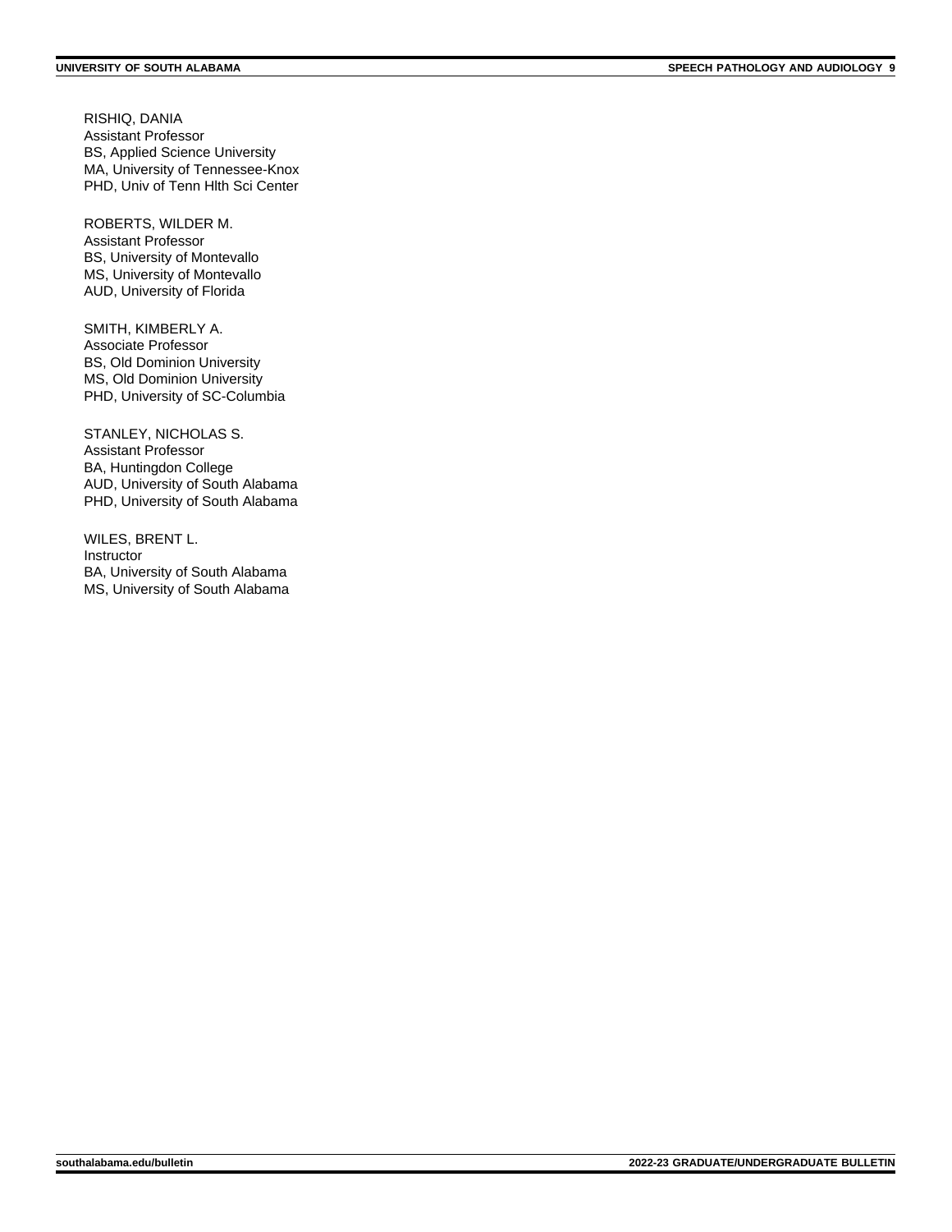RISHIQ, DANIA
Assistant Professor
BS, Applied Science University
MA, University of Tennessee-Knox
PHD, Univ of Tenn Hlth Sci Center

ROBERTS, WILDER M.
Assistant Professor
BS, University of Montevallo
MS, University of Montevallo
AUD, University of Florida

SMITH, KIMBERLY A.
Associate Professor
BS, Old Dominion University
MS, Old Dominion University
PHD, University of SC-Columbia

STANLEY, NICHOLAS S.
Assistant Professor
BA, Huntingdon College
AUD, University of South Alabama
PHD, University of South Alabama

WILES, BRENT L.
Instructor
BA, University of South Alabama
MS, University of South Alabama